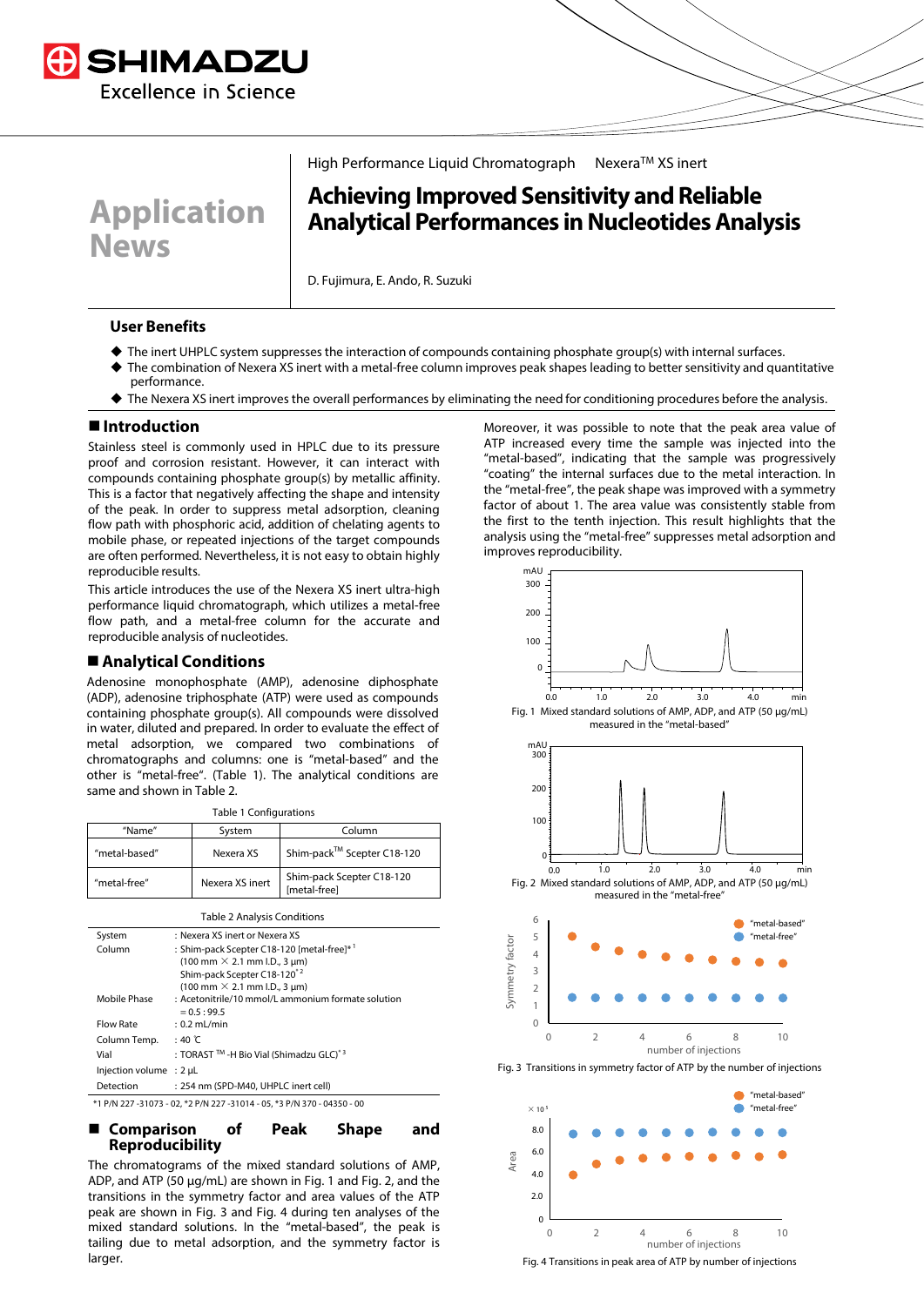High Performance Liquid Chromatograph Nexera™ XS inert

# Application News

# Achieving Improved Sensitivity and Reliable Analytical Performances in Nucleotides Analysis

D. Fujimura, E. Ando, R. Suzuki

## User Benefits

- The inert UHPLC system suppresses the interaction of compounds containing phosphate group(s) with internal surfaces.
- The combination of Nexera XS inert with a metal-free column improves peak shapes leading to better sensitivity and quantitative performance.
- The Nexera XS inert improves the overall performances by eliminating the need for conditioning procedures before the analysis.

## Introduction

Stainless steel is commonly used in HPLC due to its pressure proof and corrosion resistant. However, it can interact with compounds containing phosphate group(s) by metallic affinity. This is a factor that negatively affecting the shape and intensity of the peak. In order to suppress metal adsorption, cleaning flow path with phosphoric acid, addition of chelating agents to mobile phase, or repeated injections of the target compounds are often performed. Nevertheless, it is not easy to obtain highly reproducible results.

This article introduces the use of the Nexera XS inert ultra-high performance liquid chromatograph, which utilizes a metal-free flow path, and a metal-free column for the accurate and reproducible analysis of nucleotides.

## Analytical Conditions

Adenosine monophosphate (AMP), adenosine diphosphate (ADP), adenosine triphosphate (ATP) were used as compounds containing phosphate group(s). All compounds were dissolved in water, diluted and prepared. In order to evaluate the effect of metal adsorption, we compared two combinations of chromatographs and columns: one is "metal-based" and the other is "metal-free". (Table 1). The analytical conditions are same and shown in Table 2.

Table 1 Configurations

| "Name" | System | Column |
|---|---|---|
| "metal-based" | Nexera XS | Shim-pack™ Scepter C18-120 |
| "metal-free" | Nexera XS inert | Shim-pack Scepter C18-120 [metal-free] |

Table 2 Analysis Conditions

| | |
|---|---|
| System | : Nexera XS inert or Nexera XS |
| Column | : Shim-pack Scepter C18-120 [metal-free]*1 (100 mm × 2.1 mm I.D., 3 µm) Shim-pack Scepter C18-120*2 (100 mm × 2.1 mm I.D., 3 µm) |
| Mobile Phase | : Acetonitrile/10 mmol/L ammonium formate solution = 0.5 : 99.5 |
| Flow Rate | : 0.2 mL/min |
| Column Temp. | : 40 ℃ |
| Vial | : TORAST ™ -H Bio Vial (Shimadzu GLC)*3 |
| Injection volume | : 2 µL |
| Detection | : 254 nm (SPD-M40, UHPLC inert cell) |

*1 P/N 227 -31073 - 02, *2 P/N 227 -31014 - 05, *3 P/N 370 - 04350 - 00

## Comparison of Peak Shape and Reproducibility

The chromatograms of the mixed standard solutions of AMP, ADP, and ATP (50 µg/mL) are shown in Fig. 1 and Fig. 2, and the transitions in the symmetry factor and area values of the ATP peak are shown in Fig. 3 and Fig. 4 during ten analyses of the mixed standard solutions. In the "metal-based", the peak is tailing due to metal adsorption, and the symmetry factor is larger.

Moreover, it was possible to note that the peak area value of ATP increased every time the sample was injected into the "metal-based", indicating that the sample was progressively "coating" the internal surfaces due to the metal interaction. In the "metal-free", the peak shape was improved with a symmetry factor of about 1. The area value was consistently stable from the first to the tenth injection. This result highlights that the analysis using the "metal-free" suppresses metal adsorption and improves reproducibility.

Fig. 1 Mixed standard solutions of AMP, ADP, and ATP (50 µg/mL) measured in the "metal-based"

Fig. 2 Mixed standard solutions of AMP, ADP, and ATP (50 µg/mL) measured in the "metal-free"

Fig. 3 Transitions in symmetry factor of ATP by the number of injections

Fig. 4 Transitions in peak area of ATP by number of injections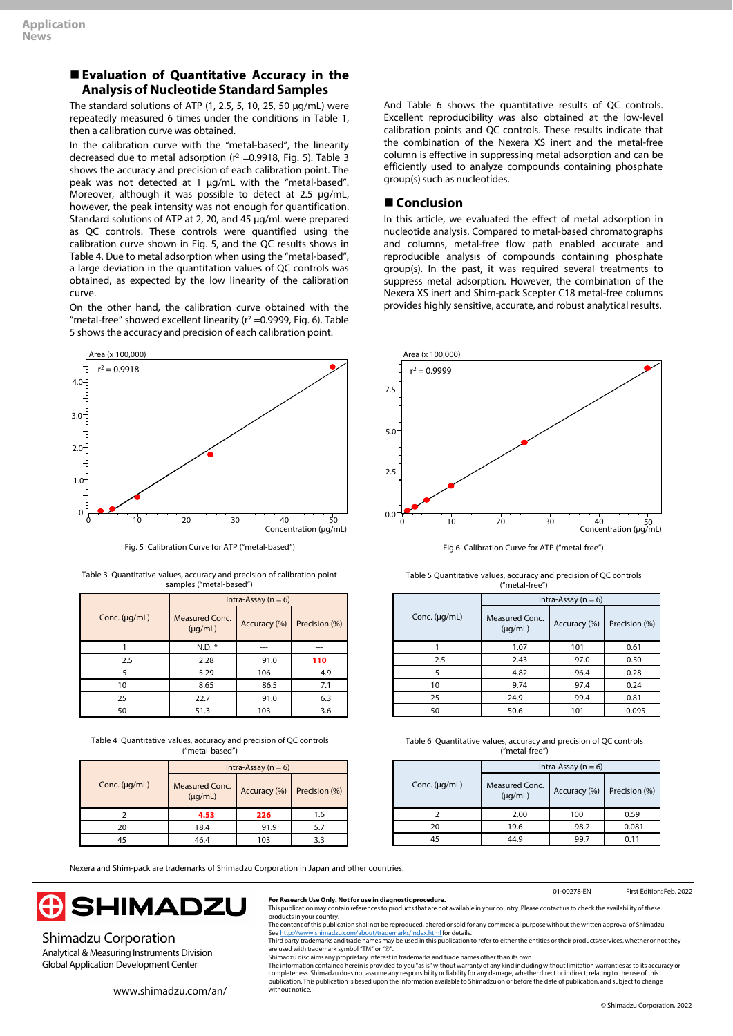## ■ Evaluation of Quantitative Accuracy in the Analysis of Nucleotide Standard Samples

The standard solutions of ATP (1, 2.5, 5, 10, 25, 50 µg/mL) were repeatedly measured 6 times under the conditions in Table 1, then a calibration curve was obtained.

In the calibration curve with the "metal-based", the linearity decreased due to metal adsorption ($r^2$ =0.9918, Fig. 5). Table 3 shows the accuracy and precision of each calibration point. The peak was not detected at 1 µg/mL with the "metal-based". Moreover, although it was possible to detect at 2.5 µg/mL, however, the peak intensity was not enough for quantification. Standard solutions of ATP at 2, 20, and 45 µg/mL were prepared as QC controls. These controls were quantified using the calibration curve shown in Fig. 5, and the QC results shows in Table 4. Due to metal adsorption when using the "metal-based", a large deviation in the quantitation values of QC controls was obtained, as expected by the low linearity of the calibration curve.

On the other hand, the calibration curve obtained with the "metal-free" showed excellent linearity ($r^2$ =0.9999, Fig. 6). Table 5 shows the accuracy and precision of each calibration point.

And Table 6 shows the quantitative results of QC controls. Excellent reproducibility was also obtained at the low-level calibration points and QC controls. These results indicate that the combination of the Nexera XS inert and the metal-free column is effective in suppressing metal adsorption and can be efficiently used to analyze compounds containing phosphate group(s) such as nucleotides.

## ■ Conclusion

In this article, we evaluated the effect of metal adsorption in nucleotide analysis. Compared to metal-based chromatographs and columns, metal-free flow path enabled accurate and reproducible analysis of compounds containing phosphate group(s). In the past, it was required several treatments to suppress metal adsorption. However, the combination of the Nexera XS inert and Shim-pack Scepter C18 metal-free columns provides highly sensitive, accurate, and robust analytical results.

Area (x 100,000)
$r^2$ = 0.9918
4.0
3.0
2.0
1.0
0
0 10 20 30 40 50
Concentration (µg/mL)

Fig. 5 Calibration Curve for ATP ("metal-based")

Area (x 100,000)
$r^2$ = 0.9999
7.5
5.0
2.5
0.0
0 10 20 30 40 50
Concentration (µg/mL)

Fig.6 Calibration Curve for ATP ("metal-free")

Table 3 Quantitative values, accuracy and precision of calibration point samples ("metal-based")

| Conc. (µg/mL) | Intra-Assay (n = 6) | | |
|---|---|---|---|
| | Measured Conc. (µg/mL) | Accuracy (%) | Precision (%) |
| 1 | N.D. * | --- | --- |
| 2.5 | 2.28 | 91.0 | **110** |
| 5 | 5.29 | 106 | 4.9 |
| 10 | 8.65 | 86.5 | 7.1 |
| 25 | 22.7 | 91.0 | 6.3 |
| 50 | 51.3 | 103 | 3.6 |

Table 5 Quantitative values, accuracy and precision of QC controls ("metal-free")

| Conc. (µg/mL) | Intra-Assay (n = 6) | | |
|---|---|---|---|
| | Measured Conc. (µg/mL) | Accuracy (%) | Precision (%) |
| 1 | 1.07 | 101 | 0.61 |
| 2.5 | 2.43 | 97.0 | 0.50 |
| 5 | 4.82 | 96.4 | 0.28 |
| 10 | 9.74 | 97.4 | 0.24 |
| 25 | 24.9 | 99.4 | 0.81 |
| 50 | 50.6 | 101 | 0.095 |

Table 4 Quantitative values, accuracy and precision of QC controls ("metal-based")

| Conc. (µg/mL) | Intra-Assay (n = 6) | | |
|---|---|---|---|
| | Measured Conc. (µg/mL) | Accuracy (%) | Precision (%) |
| 2 | **4.53** | **226** | 1.6 |
| 20 | 18.4 | 91.9 | 5.7 |
| 45 | 46.4 | 103 | 3.3 |

Table 6 Quantitative values, accuracy and precision of QC controls ("metal-free")

| Conc. (µg/mL) | Intra-Assay (n = 6) | | |
|---|---|---|---|
| | Measured Conc. (µg/mL) | Accuracy (%) | Precision (%) |
| 2 | 2.00 | 100 | 0.59 |
| 20 | 19.6 | 98.2 | 0.081 |
| 45 | 44.9 | 99.7 | 0.11 |

Nexera and Shim-pack are trademarks of Shimadzu Corporation in Japan and other countries.

SHIMADZU

Shimadzu Corporation
Analytical & Measuring Instruments Division
Global Application Development Center

www.shimadzu.com/an/

01-00278-EN First Edition: Feb. 2022

**For Research Use Only. Not for use in diagnostic procedure.**
This publication may contain references to products that are not available in your country. Please contact us to check the availability of these products in your country.
The content of this publication shall not be reproduced, altered or sold for any commercial purpose without the written approval of Shimadzu.
See http://www.shimadzu.com/about/trademarks/index.html for details.
Third party trademarks and trade names may be used in this publication to refer to either the entities or their products/services, whether or not they are used with trademark symbol "TM" or "®".
Shimadzu disclaims any proprietary interest in trademarks and trade names other than its own.
The information contained herein is provided to you "as is" without warranty of any kind including without limitation warranties as to its accuracy or completeness. Shimadzu does not assume any responsibility or liability for any damage, whether direct or indirect, relating to the use of this publication. This publication is based upon the information available to Shimadzu on or before the date of publication, and subject to change without notice.

© Shimadzu Corporation, 2022